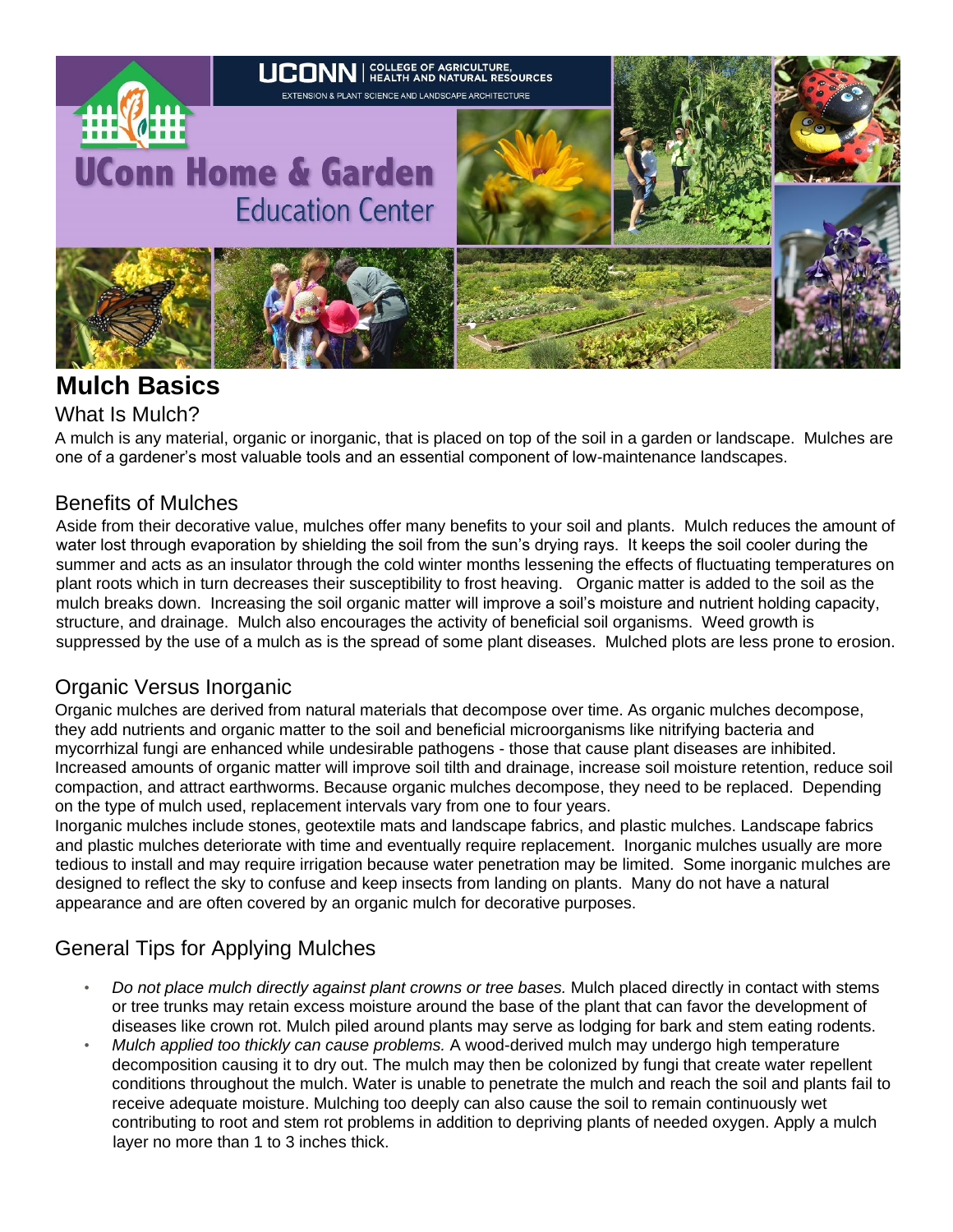# Mulch Basics

## What Is Mulch?

A mulch is any material, organic or inorganic, that is placed on top of the soil in a garden or landscape. Mulches are one of a gardener's most valuable tools and an essential component of low-maintenance landscapes.

## Benefits of Mulches

Aside from their decorative value, mulches offer many benefits to your soil and plants. Mulch reduces the amount of water lost through evaporation by shielding the soil from the sun's drying rays. It keeps the soil cooler during the summer and acts as an insulator through the cold winter months lessening the effects of fluctuating temperatures on plant roots which in turn decreases their susceptibility to frost heaving. Organic matter is added to the soil as the mulch breaks down. Increasing the soil organic matter will improve a soil's moisture and nutrient holding capacity, structure, and drainage. Mulch also encourages the activity of beneficial soil organisms. Weed growth is suppressed by the use of a mulch as is the spread of some plant diseases. Mulched plots are less prone to erosion.

## Organic Versus Inorganic

Organic mulches are derived from natural materials that decompose over time. As organic mulches decompose, they add nutrients and organic matter to the soil and beneficial microorganisms like nitrifying bacteria and mycorrhizal fungi are enhanced while undesirable pathogens - those that cause plant diseases are inhibited. Increased amounts of organic matter will improve soil tilth and drainage, increase soil moisture retention, reduce soil compaction, and attract earthworms. Because organic mulches decompose, they need to be replaced. Depending on the type of mulch used, replacement intervals vary from one to four years.

Inorganic mulches include stones, geotextile mats and landscape fabrics, and plastic mulches. Landscape fabrics and plastic mulches deteriorate with time and eventually require replacement. Inorganic mulches usually are more tedious to install and may require irrigation because water penetration may be limited. Some inorganic mulches are designed to reflect the sky to confuse and keep insects from landing on plants. Many do not have a natural appearance and are often covered by an organic mulch for decorative purposes.

## General Tips for Applying Mulches

- *Do not place mulch directly against plant crowns or tree bases.* Mulch placed directly in contact with stems or tree trunks may retain excess moisture around the base of the plant that can favor the development of diseases like crown rot. Mulch piled around plants may serve as lodging for bark and stem eating rodents.
- *Mulch applied too thickly can cause problems.* A wood-derived mulch may undergo high temperature decomposition causing it to dry out. The mulch may then be colonized by fungi that create water repellent conditions throughout the mulch. Water is unable to penetrate the mulch and reach the soil and plants fail to receive adequate moisture. Mulching too deeply can also cause the soil to remain continuously wet contributing to root and stem rot problems in addition to depriving plants of needed oxygen. Apply a mulch layer no more than 1 to 3 inches thick.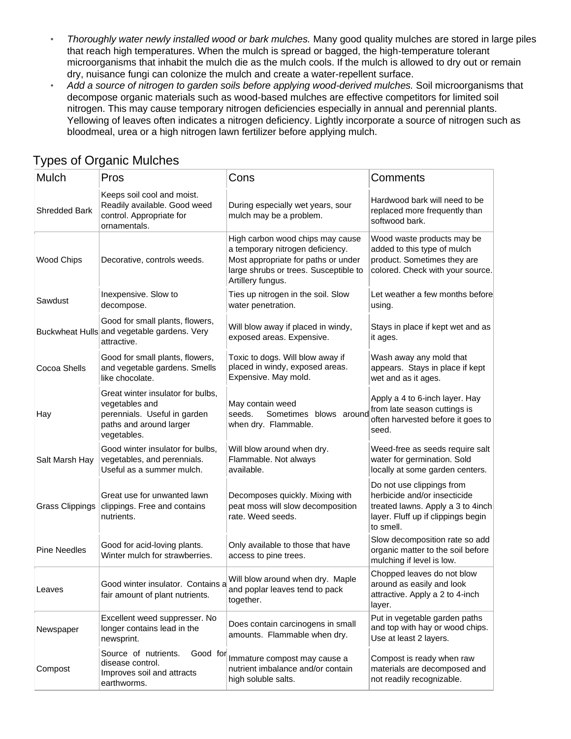- *Thoroughly water newly installed wood or bark mulches.* Many good quality mulches are stored in large piles that reach high temperatures. When the mulch is spread or bagged, the high-temperature tolerant microorganisms that inhabit the mulch die as the mulch cools. If the mulch is allowed to dry out or remain dry, nuisance fungi can colonize the mulch and create a water-repellent surface.
- *Add a source of nitrogen to garden soils before applying wood-derived mulches.* Soil microorganisms that decompose organic materials such as wood-based mulches are effective competitors for limited soil nitrogen. This may cause temporary nitrogen deficiencies especially in annual and perennial plants. Yellowing of leaves often indicates a nitrogen deficiency. Lightly incorporate a source of nitrogen such as bloodmeal, urea or a high nitrogen lawn fertilizer before applying mulch.

## Types of Organic Mulches

| Mulch | Pros | Cons | Comments |
|---|---|---|---|
| Shredded Bark | Keeps soil cool and moist. Readily available. Good weed control. Appropriate for ornamentals. | During especially wet years, sour mulch may be a problem. | Hardwood bark will need to be replaced more frequently than softwood bark. |
| Wood Chips | Decorative, controls weeds. | High carbon wood chips may cause a temporary nitrogen deficiency. Most appropriate for paths or under large shrubs or trees. Susceptible to Artillery fungus. | Wood waste products may be added to this type of mulch product. Sometimes they are colored. Check with your source. |
| Sawdust | Inexpensive. Slow to decompose. | Ties up nitrogen in the soil. Slow water penetration. | Let weather a few months before using. |
| Buckwheat Hulls | Good for small plants, flowers, and vegetable gardens. Very attractive. | Will blow away if placed in windy, exposed areas. Expensive. | Stays in place if kept wet and as it ages. |
| Cocoa Shells | Good for small plants, flowers, and vegetable gardens. Smells like chocolate. | Toxic to dogs. Will blow away if placed in windy, exposed areas. Expensive. May mold. | Wash away any mold that appears. Stays in place if kept wet and as it ages. |
| Hay | Great winter insulator for bulbs, vegetables and perennials. Useful in garden paths and around larger vegetables. | May contain weed seeds. Sometimes blows around when dry. Flammable. | Apply a 4 to 6-inch layer. Hay from late season cuttings is often harvested before it goes to seed. |
| Salt Marsh Hay | Good winter insulator for bulbs, vegetables, and perennials. Useful as a summer mulch. | Will blow around when dry. Flammable. Not always available. | Weed-free as seeds require salt water for germination. Sold locally at some garden centers. |
| Grass Clippings | Great use for unwanted lawn clippings. Free and contains nutrients. | Decomposes quickly. Mixing with peat moss will slow decomposition rate. Weed seeds. | Do not use clippings from herbicide and/or insecticide treated lawns. Apply a 3 to 4inch layer. Fluff up if clippings begin to smell. |
| Pine Needles | Good for acid-loving plants. Winter mulch for strawberries. | Only available to those that have access to pine trees. | Slow decomposition rate so add organic matter to the soil before mulching if level is low. |
| Leaves | Good winter insulator. Contains a fair amount of plant nutrients. | Will blow around when dry. Maple and poplar leaves tend to pack together. | Chopped leaves do not blow around as easily and look attractive. Apply a 2 to 4-inch layer. |
| Newspaper | Excellent weed suppresser. No longer contains lead in the newsprint. | Does contain carcinogens in small amounts. Flammable when dry. | Put in vegetable garden paths and top with hay or wood chips. Use at least 2 layers. |
| Compost | Source of nutrients. Good for disease control. Improves soil and attracts earthworms. | Immature compost may cause a nutrient imbalance and/or contain high soluble salts. | Compost is ready when raw materials are decomposed and not readily recognizable. |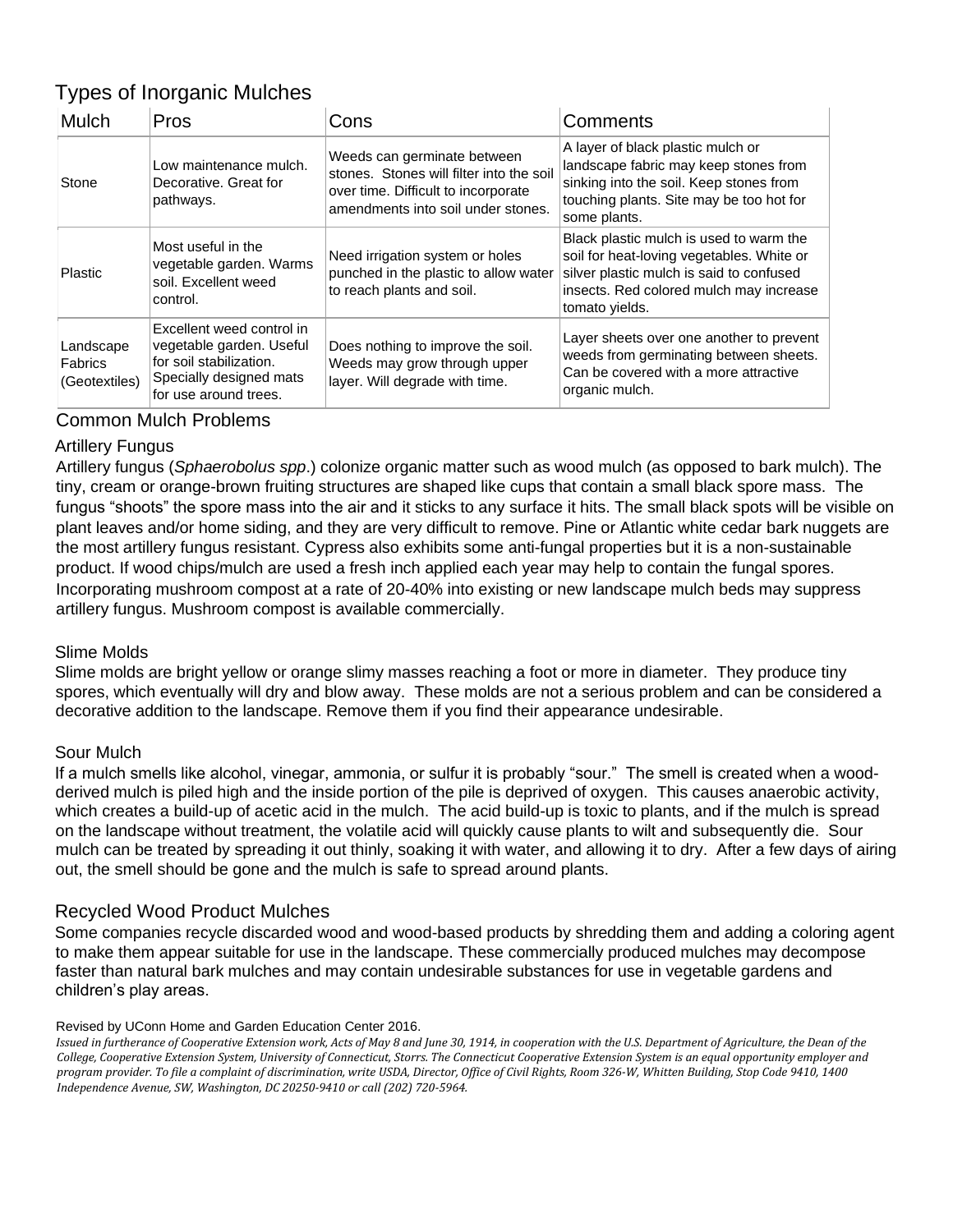## Types of Inorganic Mulches

| Mulch | Pros | Cons | Comments |
|---|---|---|---|
| Stone | Low maintenance mulch. Decorative. Great for pathways. | Weeds can germinate between stones. Stones will filter into the soil over time. Difficult to incorporate amendments into soil under stones. | A layer of black plastic mulch or landscape fabric may keep stones from sinking into the soil. Keep stones from touching plants. Site may be too hot for some plants. |
| Plastic | Most useful in the vegetable garden. Warms soil. Excellent weed control. | Need irrigation system or holes punched in the plastic to allow water to reach plants and soil. | Black plastic mulch is used to warm the soil for heat-loving vegetables. White or silver plastic mulch is said to confused insects. Red colored mulch may increase tomato yields. |
| Landscape Fabrics (Geotextiles) | Excellent weed control in vegetable garden. Useful for soil stabilization. Specially designed mats for use around trees. | Does nothing to improve the soil. Weeds may grow through upper layer. Will degrade with time. | Layer sheets over one another to prevent weeds from germinating between sheets. Can be covered with a more attractive organic mulch. |

## Common Mulch Problems

### Artillery Fungus

Artillery fungus (*Sphaerobolus spp*.) colonize organic matter such as wood mulch (as opposed to bark mulch). The tiny, cream or orange-brown fruiting structures are shaped like cups that contain a small black spore mass. The fungus "shoots" the spore mass into the air and it sticks to any surface it hits. The small black spots will be visible on plant leaves and/or home siding, and they are very difficult to remove. Pine or Atlantic white cedar bark nuggets are the most artillery fungus resistant. Cypress also exhibits some anti-fungal properties but it is a non-sustainable product. If wood chips/mulch are used a fresh inch applied each year may help to contain the fungal spores. Incorporating mushroom compost at a rate of 20-40% into existing or new landscape mulch beds may suppress artillery fungus. Mushroom compost is available commercially.

### Slime Molds

Slime molds are bright yellow or orange slimy masses reaching a foot or more in diameter. They produce tiny spores, which eventually will dry and blow away. These molds are not a serious problem and can be considered a decorative addition to the landscape. Remove them if you find their appearance undesirable.

### Sour Mulch

If a mulch smells like alcohol, vinegar, ammonia, or sulfur it is probably "sour." The smell is created when a wood-derived mulch is piled high and the inside portion of the pile is deprived of oxygen. This causes anaerobic activity, which creates a build-up of acetic acid in the mulch. The acid build-up is toxic to plants, and if the mulch is spread on the landscape without treatment, the volatile acid will quickly cause plants to wilt and subsequently die. Sour mulch can be treated by spreading it out thinly, soaking it with water, and allowing it to dry. After a few days of airing out, the smell should be gone and the mulch is safe to spread around plants.

## Recycled Wood Product Mulches

Some companies recycle discarded wood and wood-based products by shredding them and adding a coloring agent to make them appear suitable for use in the landscape. These commercially produced mulches may decompose faster than natural bark mulches and may contain undesirable substances for use in vegetable gardens and children's play areas.

Revised by UConn Home and Garden Education Center 2016.

*Issued in furtherance of Cooperative Extension work, Acts of May 8 and June 30, 1914, in cooperation with the U.S. Department of Agriculture, the Dean of the College, Cooperative Extension System, University of Connecticut, Storrs. The Connecticut Cooperative Extension System is an equal opportunity employer and program provider. To file a complaint of discrimination, write USDA, Director, Office of Civil Rights, Room 326-W, Whitten Building, Stop Code 9410, 1400 Independence Avenue, SW, Washington, DC 20250-9410 or call (202) 720-5964.*